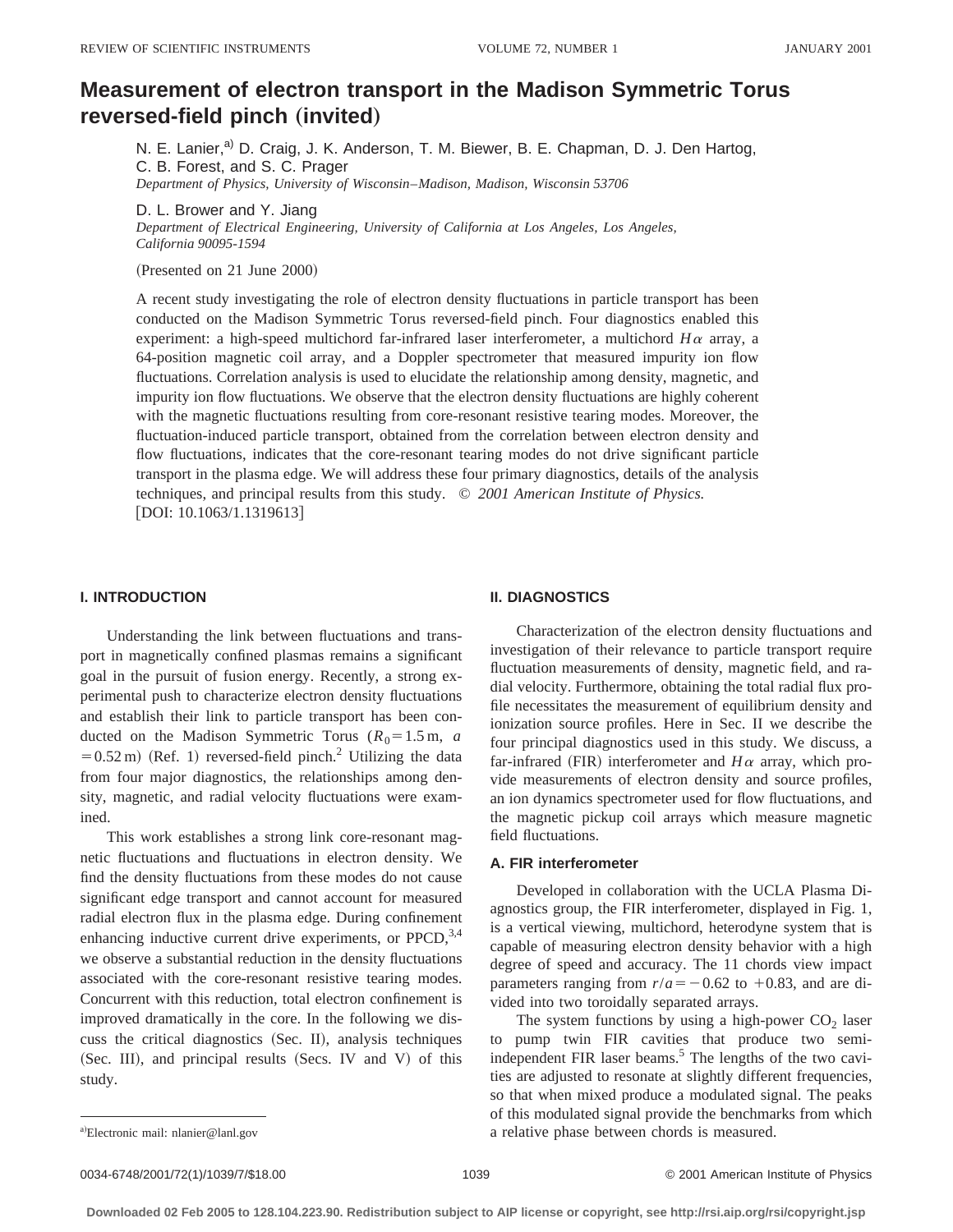# Measurement of electron transport in the Madison Symmetric Torus reversed-field pinch (invited)

N. E. Lanier,[a] D. Craig, J. K. Anderson, T. M. Biewer, B. E. Chapman, D. J. Den Hartog, C. B. Forest, and S. C. Prager
*Department of Physics, University of Wisconsin–Madison, Madison, Wisconsin 53706*

D. L. Brower and Y. Jiang
*Department of Electrical Engineering, University of California at Los Angeles, Los Angeles, California 90095-1594*

(Presented on 21 June 2000)

A recent study investigating the role of electron density fluctuations in particle transport has been conducted on the Madison Symmetric Torus reversed-field pinch. Four diagnostics enabled this experiment: a high-speed multichord far-infrared laser interferometer, a multichord $H\alpha$ array, a 64-position magnetic coil array, and a Doppler spectrometer that measured impurity ion flow fluctuations. Correlation analysis is used to elucidate the relationship among density, magnetic, and impurity ion flow fluctuations. We observe that the electron density fluctuations are highly coherent with the magnetic fluctuations resulting from core-resonant resistive tearing modes. Moreover, the fluctuation-induced particle transport, obtained from the correlation between electron density and flow fluctuations, indicates that the core-resonant tearing modes do not drive significant particle transport in the plasma edge. We will address these four primary diagnostics, details of the analysis techniques, and principal results from this study. *© 2001 American Institute of Physics.* [DOI: 10.1063/1.1319613]

## I. INTRODUCTION

Understanding the link between fluctuations and transport in magnetically confined plasmas remains a significant goal in the pursuit of fusion energy. Recently, a strong experimental push to characterize electron density fluctuations and establish their link to particle transport has been conducted on the Madison Symmetric Torus ($R_0 = 1.5$ m, $a = 0.52$ m) (Ref. 1) reversed-field pinch.[2] Utilizing the data from four major diagnostics, the relationships among density, magnetic, and radial velocity fluctuations were examined.

This work establishes a strong link core-resonant magnetic fluctuations and fluctuations in electron density. We find the density fluctuations from these modes do not cause significant edge transport and cannot account for measured radial electron flux in the plasma edge. During confinement enhancing inductive current drive experiments, or PPCD,[3,4] we observe a substantial reduction in the density fluctuations associated with the core-resonant resistive tearing modes. Concurrent with this reduction, total electron confinement is improved dramatically in the core. In the following we discuss the critical diagnostics (Sec. II), analysis techniques (Sec. III), and principal results (Secs. IV and V) of this study.

## II. DIAGNOSTICS

Characterization of the electron density fluctuations and investigation of their relevance to particle transport require fluctuation measurements of density, magnetic field, and radial velocity. Furthermore, obtaining the total radial flux profile necessitates the measurement of equilibrium density and ionization source profiles. Here in Sec. II we describe the four principal diagnostics used in this study. We discuss, a far-infrared (FIR) interferometer and $H\alpha$ array, which provide measurements of electron density and source profiles, an ion dynamics spectrometer used for flow fluctuations, and the magnetic pickup coil arrays which measure magnetic field fluctuations.

### A. FIR interferometer

Developed in collaboration with the UCLA Plasma Diagnostics group, the FIR interferometer, displayed in Fig. 1, is a vertical viewing, multichord, heterodyne system that is capable of measuring electron density behavior with a high degree of speed and accuracy. The 11 chords view impact parameters ranging from $r/a = -0.62$ to $+0.83$, and are divided into two toroidally separated arrays.

The system functions by using a high-power $CO_2$ laser to pump twin FIR cavities that produce two semi-independent FIR laser beams.[5] The lengths of the two cavities are adjusted to resonate at slightly different frequencies, so that when mixed produce a modulated signal. The peaks of this modulated signal provide the benchmarks from which a relative phase between chords is measured.

[a]Electronic mail: nlanier@lanl.gov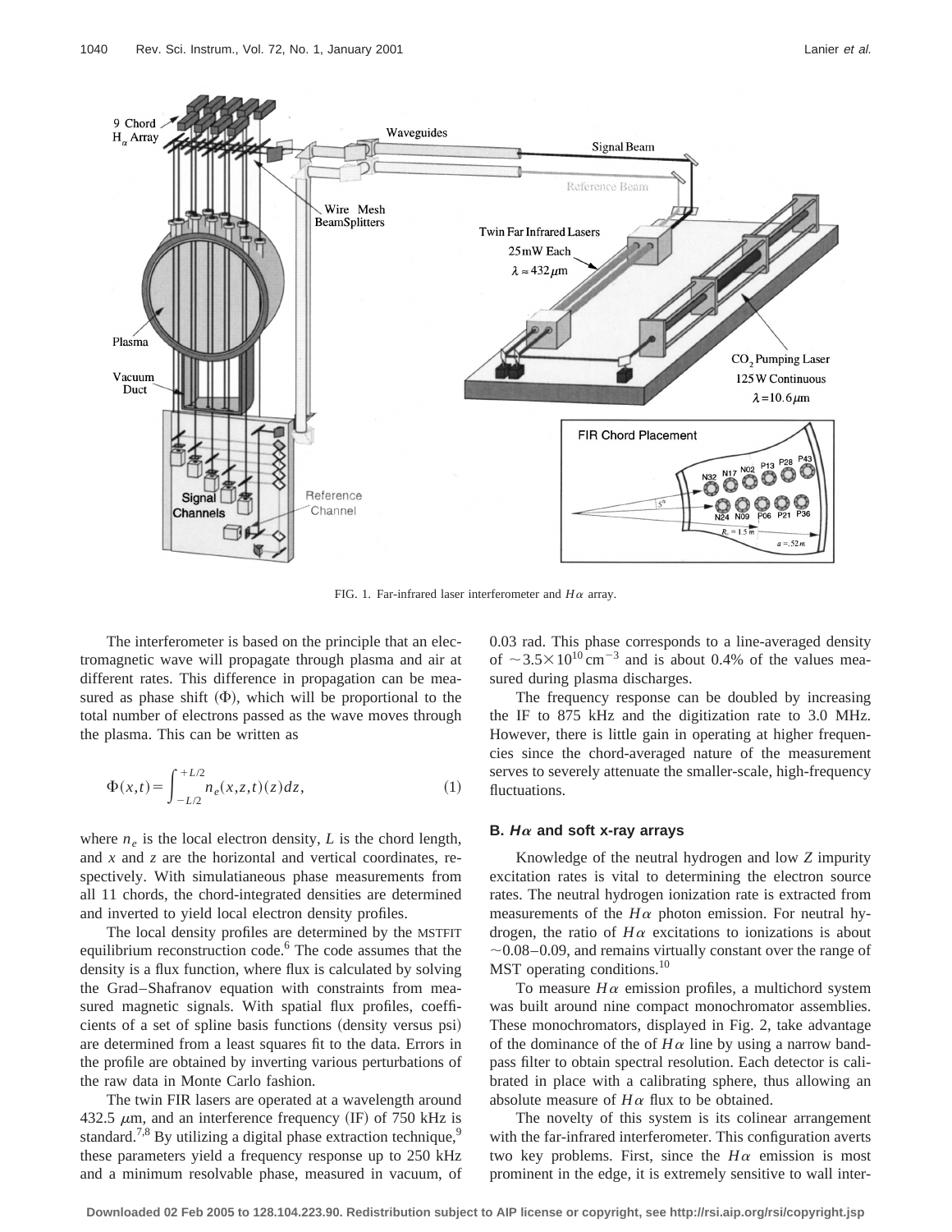FIG. 1. Far-infrared laser interferometer and $H\alpha$ array.

The interferometer is based on the principle that an electromagnetic wave will propagate through plasma and air at different rates. This difference in propagation can be measured as phase shift ($\Phi$), which will be proportional to the total number of electrons passed as the wave moves through the plasma. This can be written as

$$\Phi(x,t)=\int_{-L/2}^{+L/2} n_e(x,z,t)(z)dz, \tag{1}$$

where $n_e$ is the local electron density, $L$ is the chord length, and $x$ and $z$ are the horizontal and vertical coordinates, respectively. With simulatianeous phase measurements from all 11 chords, the chord-integrated densities are determined and inverted to yield local electron density profiles.

The local density profiles are determined by the MSTFIT equilibrium reconstruction code.[6] The code assumes that the density is a flux function, where flux is calculated by solving the Grad–Shafranov equation with constraints from measured magnetic signals. With spatial flux profiles, coefficients of a set of spline basis functions (density versus psi) are determined from a least squares fit to the data. Errors in the profile are obtained by inverting various perturbations of the raw data in Monte Carlo fashion.

The twin FIR lasers are operated at a wavelength around 432.5 $\mu$m, and an interference frequency (IF) of 750 kHz is standard.[7,8] By utilizing a digital phase extraction technique,[9] these parameters yield a frequency response up to 250 kHz and a minimum resolvable phase, measured in vacuum, of 0.03 rad. This phase corresponds to a line-averaged density of $\sim 3.5\times 10^{10}\,\mathrm{cm}^{-3}$ and is about 0.4% of the values measured during plasma discharges.

The frequency response can be doubled by increasing the IF to 875 kHz and the digitization rate to 3.0 MHz. However, there is little gain in operating at higher frequencies since the chord-averaged nature of the measurement serves to severely attenuate the smaller-scale, high-frequency fluctuations.

### B. $H\alpha$ and soft x-ray arrays

Knowledge of the neutral hydrogen and low $Z$ impurity excitation rates is vital to determining the electron source rates. The neutral hydrogen ionization rate is extracted from measurements of the $H\alpha$ photon emission. For neutral hydrogen, the ratio of $H\alpha$ excitations to ionizations is about $\sim$0.08–0.09, and remains virtually constant over the range of MST operating conditions.[10]

To measure $H\alpha$ emission profiles, a multichord system was built around nine compact monochromator assemblies. These monochromators, displayed in Fig. 2, take advantage of the dominance of the of $H\alpha$ line by using a narrow bandpass filter to obtain spectral resolution. Each detector is calibrated in place with a calibrating sphere, thus allowing an absolute measure of $H\alpha$ flux to be obtained.

The novelty of this system is its colinear arrangement with the far-infrared interferometer. This configuration averts two key problems. First, since the $H\alpha$ emission is most prominent in the edge, it is extremely sensitive to wall inter-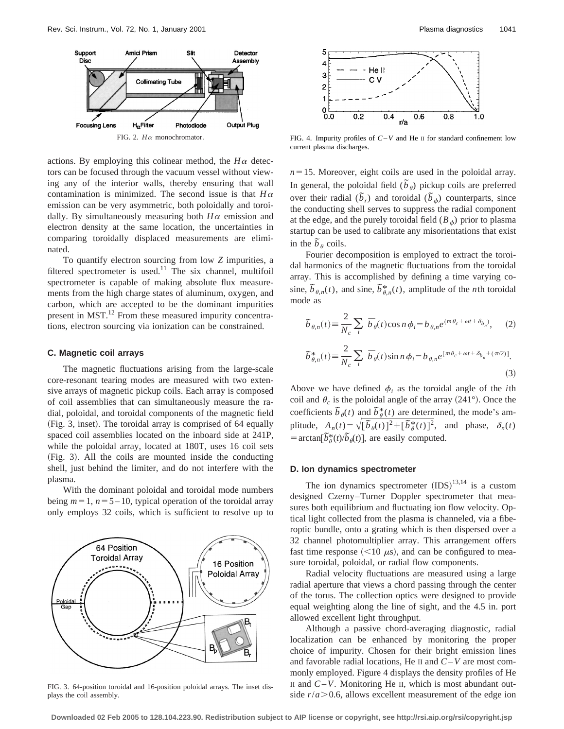FIG. 2. $H\alpha$ monochromator.

actions. By employing this colinear method, the $H\alpha$ detectors can be focused through the vacuum vessel without viewing any of the interior walls, thereby ensuring that wall contamination is minimized. The second issue is that $H\alpha$ emission can be very asymmetric, both poloidally and toroidally. By simultaneously measuring both $H\alpha$ emission and electron density at the same location, the uncertainties in comparing toroidally displaced measurements are eliminated.

To quantify electron sourcing from low $Z$ impurities, a filtered spectrometer is used.[11] The six channel, multifoil spectrometer is capable of making absolute flux measurements from the high charge states of aluminum, oxygen, and carbon, which are accepted to be the dominant impurities present in MST.[12] From these measured impurity concentrations, electron sourcing via ionization can be constrained.

### C. Magnetic coil arrays

The magnetic fluctuations arising from the large-scale core-resonant tearing modes are measured with two extensive arrays of magnetic pickup coils. Each array is composed of coil assemblies that can simultaneously measure the radial, poloidal, and toroidal components of the magnetic field (Fig. 3, inset). The toroidal array is comprised of 64 equally spaced coil assemblies located on the inboard side at 241P, while the poloidal array, located at 180T, uses 16 coil sets (Fig. 3). All the coils are mounted inside the conducting shell, just behind the limiter, and do not interfere with the plasma.

With the dominant poloidal and toroidal mode numbers being $m=1$, $n=5-10$, typical operation of the toroidal array only employs 32 coils, which is sufficient to resolve up to

FIG. 3. 64-position toroidal and 16-position poloidal arrays. The inset displays the coil assembly.

FIG. 4. Impurity profiles of $C-V$ and He II for standard confinement low current plasma discharges.

$n=15$. Moreover, eight coils are used in the poloidal array. In general, the poloidal field ($\tilde{b}_\theta$) pickup coils are preferred over their radial ($\tilde{b}_r$) and toroidal ($\tilde{b}_\phi$) counterparts, since the conducting shell serves to suppress the radial component at the edge, and the purely toroidal field ($B_\phi$) prior to plasma startup can be used to calibrate any misorientations that exist in the $\tilde{b}_\theta$ coils.

Fourier decomposition is employed to extract the toroidal harmonics of the magnetic fluctuations from the toroidal array. This is accomplished by defining a time varying cosine, $\tilde{b}_{\theta,n}(t)$, and sine, $\tilde{b}^*_{\theta,n}(t)$, amplitude of the $n$th toroidal mode as

$$\tilde{b}_{\theta,n}(t) \equiv \frac{2}{N_c} \sum_i \bar{b}_\theta(t) \cos n\phi_i = b_{\theta,n} e^{(m\theta_c + \omega t + \delta_{b_n})}, \tag{2}$$

$$\tilde{b}^*_{\theta,n}(t) \equiv \frac{2}{N_c} \sum_i \bar{b}_\theta(t) \sin n\phi_i = b_{\theta,n} e^{[m\theta_c + \omega t + \delta_{b_n} + (\pi/2)]}. \tag{3}$$

Above we have defined $\phi_i$ as the toroidal angle of the $i$th coil and $\theta_c$ is the poloidal angle of the array (241°). Once the coefficients $\tilde{b}_\theta(t)$ and $\tilde{b}^*_\theta(t)$ are determined, the mode's amplitude, $A_n(t) = \sqrt{[\tilde{b}_\theta(t)]^2 + [\tilde{b}^*_\theta(t)]^2}$, and phase, $\delta_n(t) = \arctan[\tilde{b}^*_\theta(t)/\tilde{b}_\theta(t)]$, are easily computed.

### D. Ion dynamics spectrometer

The ion dynamics spectrometer (IDS)[13,14] is a custom designed Czerny–Turner Doppler spectrometer that measures both equilibrium and fluctuating ion flow velocity. Optical light collected from the plasma is channeled, via a fiberoptic bundle, onto a grating which is then dispersed over a 32 channel photomultiplier array. This arrangement offers fast time response (<10 μs), and can be configured to measure toroidal, poloidal, or radial flow components.

Radial velocity fluctuations are measured using a large radial aperture that views a chord passing through the center of the torus. The collection optics were designed to provide equal weighting along the line of sight, and the 4.5 in. port allowed excellent light throughput.

Although a passive chord-averaging diagnostic, radial localization can be enhanced by monitoring the proper choice of impurity. Chosen for their bright emission lines and favorable radial locations, He II and $C-V$ are most commonly employed. Figure 4 displays the density profiles of He II and $C-V$. Monitoring He II, which is most abundant outside $r/a > 0.6$, allows excellent measurement of the edge ion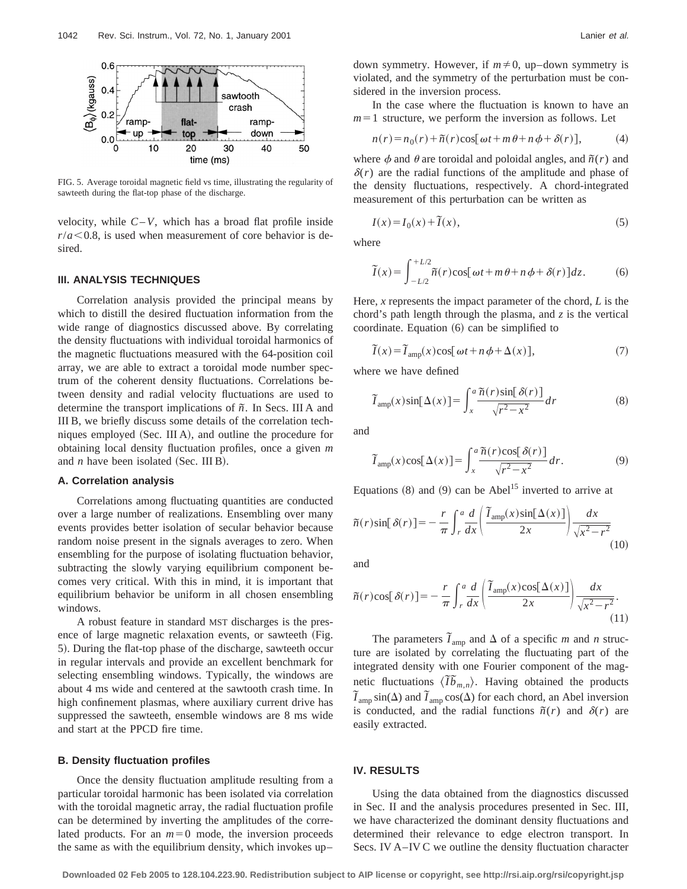FIG. 5. Average toroidal magnetic field vs time, illustrating the regularity of sawteeth during the flat-top phase of the discharge.

velocity, while $C-V$, which has a broad flat profile inside $r/a < 0.8$, is used when measurement of core behavior is desired.

### III. ANALYSIS TECHNIQUES

Correlation analysis provided the principal means by which to distill the desired fluctuation information from the wide range of diagnostics discussed above. By correlating the density fluctuations with individual toroidal harmonics of the magnetic fluctuations measured with the 64-position coil array, we are able to extract a toroidal mode number spectrum of the coherent density fluctuations. Correlations between density and radial velocity fluctuations are used to determine the transport implications of $\tilde{n}$. In Secs. III A and III B, we briefly discuss some details of the correlation techniques employed (Sec. III A), and outline the procedure for obtaining local density fluctuation profiles, once a given $m$ and $n$ have been isolated (Sec. III B).

#### A. Correlation analysis

Correlations among fluctuating quantities are conducted over a large number of realizations. Ensembling over many events provides better isolation of secular behavior because random noise present in the signals averages to zero. When ensembling for the purpose of isolating fluctuation behavior, subtracting the slowly varying equilibrium component becomes very critical. With this in mind, it is important that equilibrium behavior be uniform in all chosen ensembling windows.

A robust feature in standard MST discharges is the presence of large magnetic relaxation events, or sawteeth (Fig. 5). During the flat-top phase of the discharge, sawteeth occur in regular intervals and provide an excellent benchmark for selecting ensembling windows. Typically, the windows are about 4 ms wide and centered at the sawtooth crash time. In high confinement plasmas, where auxiliary current drive has suppressed the sawteeth, ensemble windows are 8 ms wide and start at the PPCD fire time.

#### B. Density fluctuation profiles

Once the density fluctuation amplitude resulting from a particular toroidal harmonic has been isolated via correlation with the toroidal magnetic array, the radial fluctuation profile can be determined by inverting the amplitudes of the correlated products. For an $m=0$ mode, the inversion proceeds the same as with the equilibrium density, which invokes up–down symmetry. However, if $m \neq 0$, up–down symmetry is violated, and the symmetry of the perturbation must be considered in the inversion process.

In the case where the fluctuation is known to have an $m=1$ structure, we perform the inversion as follows. Let

$$n(r) = n_0(r) + \tilde{n}(r)\cos[\omega t + m\theta + n\phi + \delta(r)], \tag{4}$$

where $\phi$ and $\theta$ are toroidal and poloidal angles, and $\tilde{n}(r)$ and $\delta(r)$ are the radial functions of the amplitude and phase of the density fluctuations, respectively. A chord-integrated measurement of this perturbation can be written as

$$I(x) = I_0(x) + \tilde{I}(x), \tag{5}$$

where

$$\tilde{I}(x) = \int_{-L/2}^{+L/2} \tilde{n}(r)\cos[\omega t + m\theta + n\phi + \delta(r)]dz. \tag{6}$$

Here, $x$ represents the impact parameter of the chord, $L$ is the chord's path length through the plasma, and $z$ is the vertical coordinate. Equation (6) can be simplified to

$$\tilde{I}(x) = \tilde{I}_{\text{amp}}(x)\cos[\omega t + n\phi + \Delta(x)], \tag{7}$$

where we have defined

$$\tilde{I}_{\text{amp}}(x)\sin[\Delta(x)] = \int_x^a \frac{\tilde{n}(r)\sin[\delta(r)]}{\sqrt{r^2 - x^2}}dr \tag{8}$$

and

$$\tilde{I}_{\text{amp}}(x)\cos[\Delta(x)] = \int_x^a \frac{\tilde{n}(r)\cos[\delta(r)]}{\sqrt{r^2 - x^2}}dr. \tag{9}$$

Equations (8) and (9) can be Abel[15] inverted to arrive at

$$\tilde{n}(r)\sin[\delta(r)] = -\frac{r}{\pi}\int_r^a \frac{d}{dx}\left(\frac{\tilde{I}_{\text{amp}}(x)\sin[\Delta(x)]}{2x}\right)\frac{dx}{\sqrt{x^2 - r^2}} \tag{10}$$

and

$$\tilde{n}(r)\cos[\delta(r)] = -\frac{r}{\pi}\int_r^a \frac{d}{dx}\left(\frac{\tilde{I}_{\text{amp}}(x)\cos[\Delta(x)]}{2x}\right)\frac{dx}{\sqrt{x^2 - r^2}}. \tag{11}$$

The parameters $\tilde{I}_{\text{amp}}$ and $\Delta$ of a specific $m$ and $n$ structure are isolated by correlating the fluctuating part of the integrated density with one Fourier component of the magnetic fluctuations $\langle \tilde{I}\tilde{b}_{m,n}\rangle$. Having obtained the products $\tilde{I}_{\text{amp}}\sin(\Delta)$ and $\tilde{I}_{\text{amp}}\cos(\Delta)$ for each chord, an Abel inversion is conducted, and the radial functions $\tilde{n}(r)$ and $\delta(r)$ are easily extracted.

### IV. RESULTS

Using the data obtained from the diagnostics discussed in Sec. II and the analysis procedures presented in Sec. III, we have characterized the dominant density fluctuations and determined their relevance to edge electron transport. In Secs. IV A–IV C we outline the density fluctuation character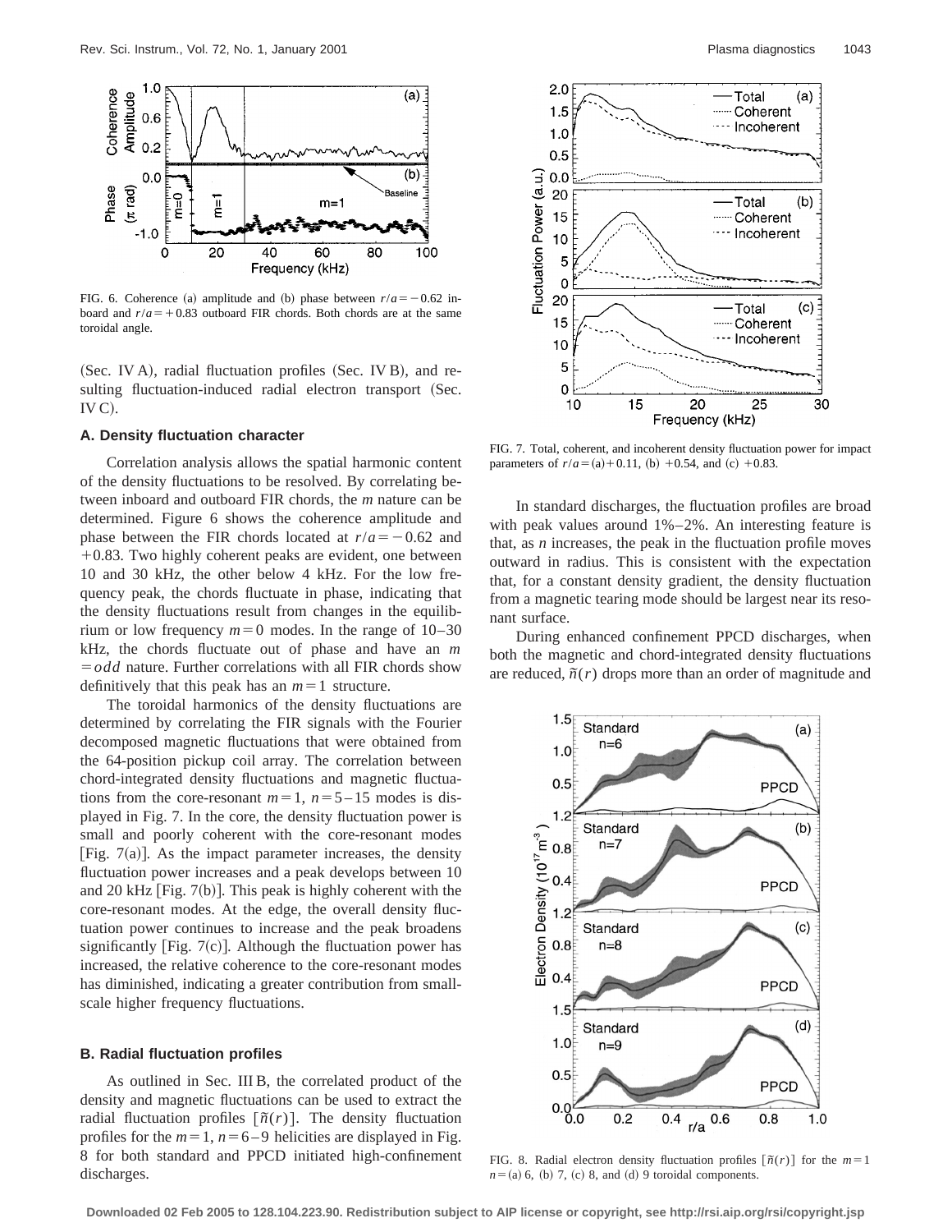FIG. 6. Coherence (a) amplitude and (b) phase between $r/a = -0.62$ inboard and $r/a = +0.83$ outboard FIR chords. Both chords are at the same toroidal angle.

(Sec. IV A), radial fluctuation profiles (Sec. IV B), and resulting fluctuation-induced radial electron transport (Sec. IV C).

### A. Density fluctuation character

Correlation analysis allows the spatial harmonic content of the density fluctuations to be resolved. By correlating between inboard and outboard FIR chords, the $m$ nature can be determined. Figure 6 shows the coherence amplitude and phase between the FIR chords located at $r/a = -0.62$ and $+0.83$. Two highly coherent peaks are evident, one between 10 and 30 kHz, the other below 4 kHz. For the low frequency peak, the chords fluctuate in phase, indicating that the density fluctuations result from changes in the equilibrium or low frequency $m=0$ modes. In the range of 10–30 kHz, the chords fluctuate out of phase and have an $m = odd$ nature. Further correlations with all FIR chords show definitively that this peak has an $m=1$ structure.

The toroidal harmonics of the density fluctuations are determined by correlating the FIR signals with the Fourier decomposed magnetic fluctuations that were obtained from the 64-position pickup coil array. The correlation between chord-integrated density fluctuations and magnetic fluctuations from the core-resonant $m=1$, $n=5$–15 modes is displayed in Fig. 7. In the core, the density fluctuation power is small and poorly coherent with the core-resonant modes [Fig. 7(a)]. As the impact parameter increases, the density fluctuation power increases and a peak develops between 10 and 20 kHz [Fig. 7(b)]. This peak is highly coherent with the core-resonant modes. At the edge, the overall density fluctuation power continues to increase and the peak broadens significantly [Fig. 7(c)]. Although the fluctuation power has increased, the relative coherence to the core-resonant modes has diminished, indicating a greater contribution from small-scale higher frequency fluctuations.

### B. Radial fluctuation profiles

As outlined in Sec. III B, the correlated product of the density and magnetic fluctuations can be used to extract the radial fluctuation profiles $[\tilde{n}(r)]$. The density fluctuation profiles for the $m=1$, $n=6$–9 helicities are displayed in Fig. 8 for both standard and PPCD initiated high-confinement discharges.

FIG. 7. Total, coherent, and incoherent density fluctuation power for impact parameters of $r/a =$ (a) $+0.11$, (b) $+0.54$, and (c) $+0.83$.

In standard discharges, the fluctuation profiles are broad with peak values around 1%–2%. An interesting feature is that, as $n$ increases, the peak in the fluctuation profile moves outward in radius. This is consistent with the expectation that, for a constant density gradient, the density fluctuation from a magnetic tearing mode should be largest near its resonant surface.

During enhanced confinement PPCD discharges, when both the magnetic and chord-integrated density fluctuations are reduced, $\tilde{n}(r)$ drops more than an order of magnitude and

FIG. 8. Radial electron density fluctuation profiles $[\tilde{n}(r)]$ for the $m=1$ $n=$ (a) 6, (b) 7, (c) 8, and (d) 9 toroidal components.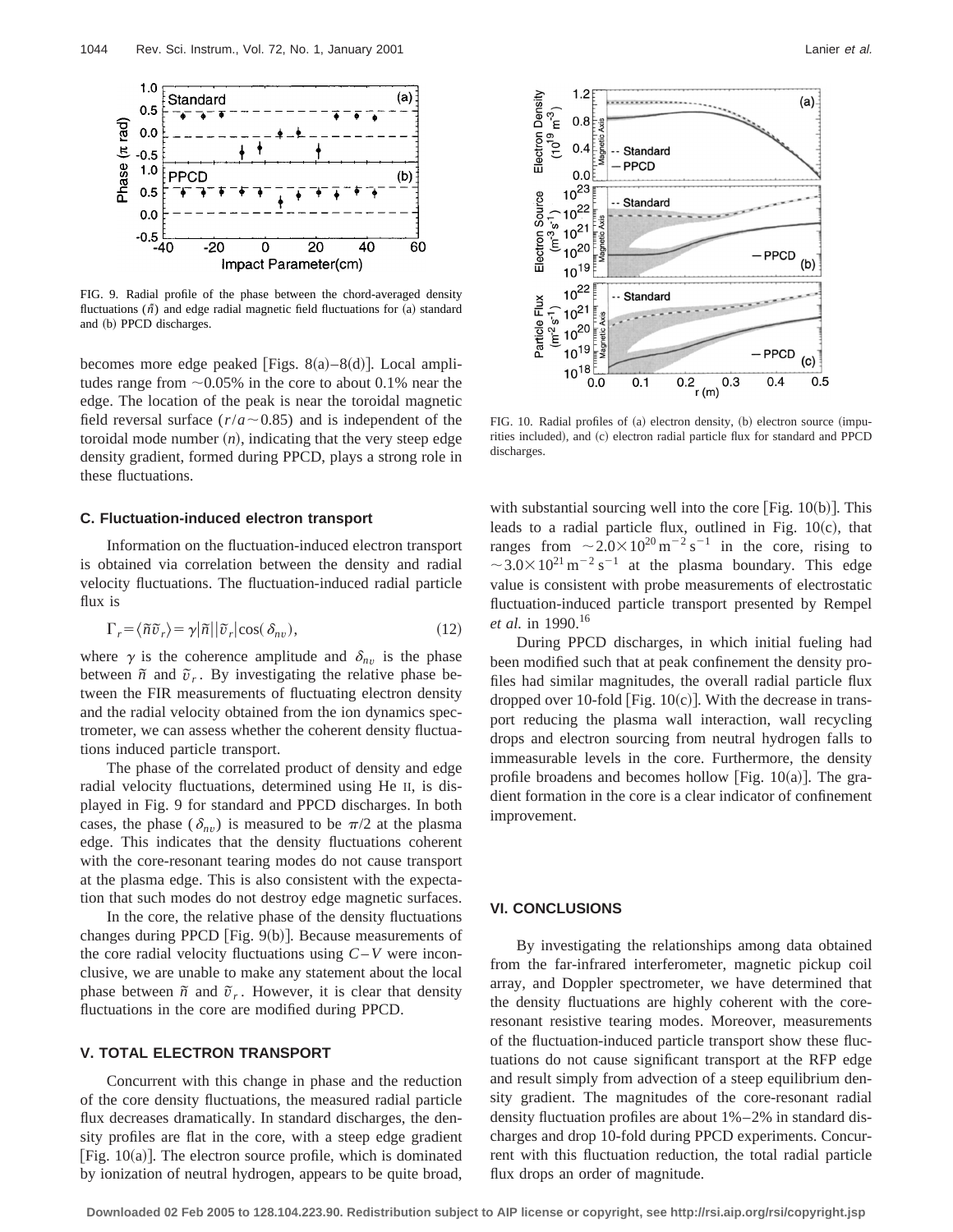FIG. 9. Radial profile of the phase between the chord-averaged density fluctuations ($\tilde{n}$) and edge radial magnetic field fluctuations for (a) standard and (b) PPCD discharges.

becomes more edge peaked [Figs. 8(a)–8(d)]. Local amplitudes range from ~0.05% in the core to about 0.1% near the edge. The location of the peak is near the toroidal magnetic field reversal surface ($r/a \sim 0.85$) and is independent of the toroidal mode number ($n$), indicating that the very steep edge density gradient, formed during PPCD, plays a strong role in these fluctuations.

### C. Fluctuation-induced electron transport

Information on the fluctuation-induced electron transport is obtained via correlation between the density and radial velocity fluctuations. The fluctuation-induced radial particle flux is

$$\Gamma_r = \langle \tilde{n} \tilde{v}_r \rangle = \gamma |\tilde{n}| |\tilde{v}_r| \cos(\delta_{nv}), \tag{12}$$

where $\gamma$ is the coherence amplitude and $\delta_{nv}$ is the phase between $\tilde{n}$ and $\tilde{v}_r$. By investigating the relative phase between the FIR measurements of fluctuating electron density and the radial velocity obtained from the ion dynamics spectrometer, we can assess whether the coherent density fluctuations induced particle transport.

The phase of the correlated product of density and edge radial velocity fluctuations, determined using He II, is displayed in Fig. 9 for standard and PPCD discharges. In both cases, the phase ($\delta_{nv}$) is measured to be $\pi/2$ at the plasma edge. This indicates that the density fluctuations coherent with the core-resonant tearing modes do not cause transport at the plasma edge. This is also consistent with the expectation that such modes do not destroy edge magnetic surfaces.

In the core, the relative phase of the density fluctuations changes during PPCD [Fig. 9(b)]. Because measurements of the core radial velocity fluctuations using $C-V$ were inconclusive, we are unable to make any statement about the local phase between $\tilde{n}$ and $\tilde{v}_r$. However, it is clear that density fluctuations in the core are modified during PPCD.

## V. TOTAL ELECTRON TRANSPORT

Concurrent with this change in phase and the reduction of the core density fluctuations, the measured radial particle flux decreases dramatically. In standard discharges, the density profiles are flat in the core, with a steep edge gradient [Fig. 10(a)]. The electron source profile, which is dominated by ionization of neutral hydrogen, appears to be quite broad, with substantial sourcing well into the core [Fig. 10(b)]. This leads to a radial particle flux, outlined in Fig. 10(c), that ranges from $\sim 2.0 \times 10^{20}\,\mathrm{m}^{-2}\,\mathrm{s}^{-1}$ in the core, rising to $\sim 3.0 \times 10^{21}\,\mathrm{m}^{-2}\,\mathrm{s}^{-1}$ at the plasma boundary. This edge value is consistent with probe measurements of electrostatic fluctuation-induced particle transport presented by Rempel *et al.* in 1990.[16]

FIG. 10. Radial profiles of (a) electron density, (b) electron source (impurities included), and (c) electron radial particle flux for standard and PPCD discharges.

During PPCD discharges, in which initial fueling had been modified such that at peak confinement the density profiles had similar magnitudes, the overall radial particle flux dropped over 10-fold [Fig. 10(c)]. With the decrease in transport reducing the plasma wall interaction, wall recycling drops and electron sourcing from neutral hydrogen falls to immeasurable levels in the core. Furthermore, the density profile broadens and becomes hollow [Fig. 10(a)]. The gradient formation in the core is a clear indicator of confinement improvement.

## VI. CONCLUSIONS

By investigating the relationships among data obtained from the far-infrared interferometer, magnetic pickup coil array, and Doppler spectrometer, we have determined that the density fluctuations are highly coherent with the core-resonant resistive tearing modes. Moreover, measurements of the fluctuation-induced particle transport show these fluctuations do not cause significant transport at the RFP edge and result simply from advection of a steep equilibrium density gradient. The magnitudes of the core-resonant radial density fluctuation profiles are about 1%–2% in standard discharges and drop 10-fold during PPCD experiments. Concurrent with this fluctuation reduction, the total radial particle flux drops an order of magnitude.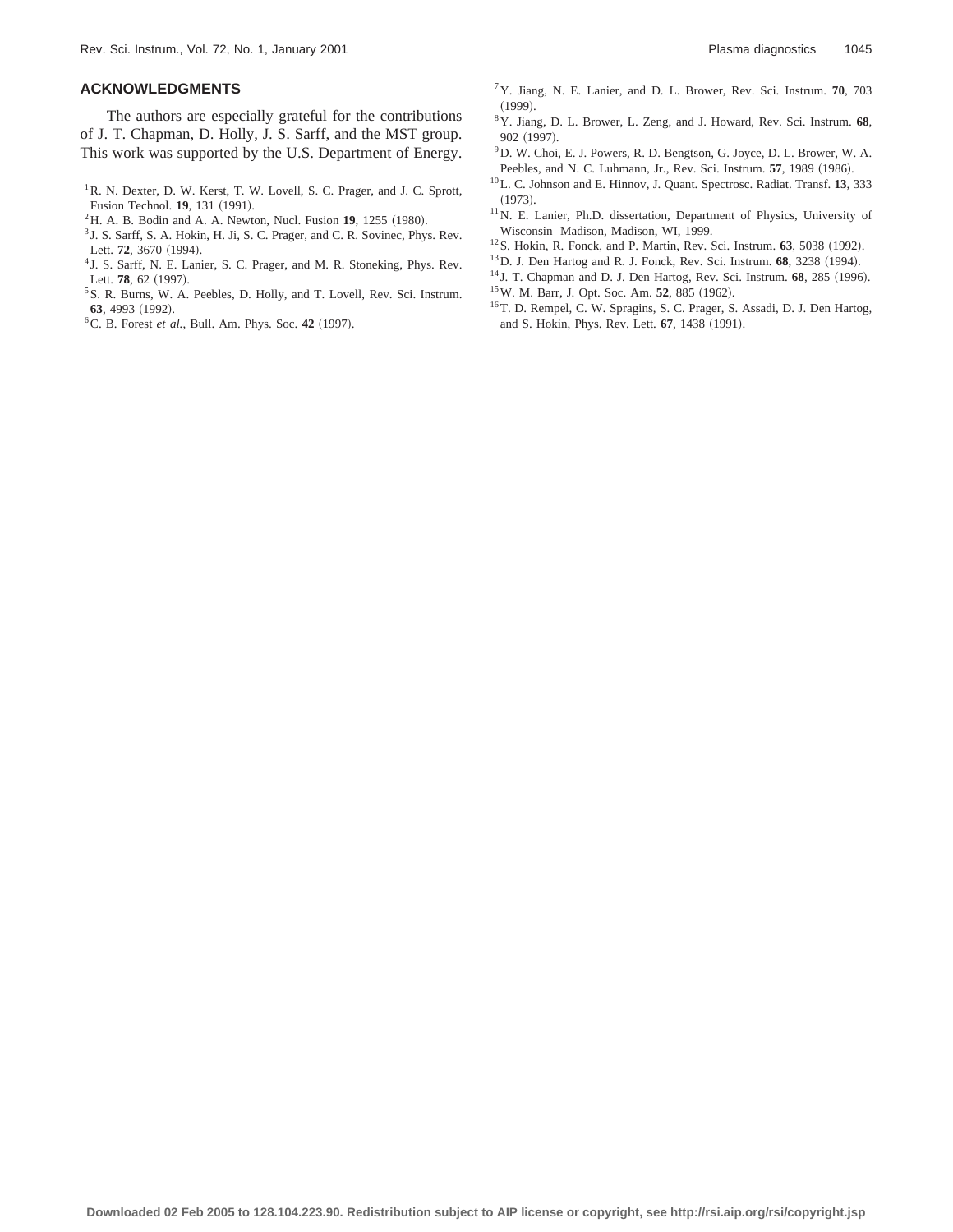## ACKNOWLEDGMENTS

The authors are especially grateful for the contributions of J. T. Chapman, D. Holly, J. S. Sarff, and the MST group. This work was supported by the U.S. Department of Energy.

[1] R. N. Dexter, D. W. Kerst, T. W. Lovell, S. C. Prager, and J. C. Sprott, Fusion Technol. **19**, 131 (1991).

[2] H. A. B. Bodin and A. A. Newton, Nucl. Fusion **19**, 1255 (1980).

[3] J. S. Sarff, S. A. Hokin, H. Ji, S. C. Prager, and C. R. Sovinec, Phys. Rev. Lett. **72**, 3670 (1994).

[4] J. S. Sarff, N. E. Lanier, S. C. Prager, and M. R. Stoneking, Phys. Rev. Lett. **78**, 62 (1997).

[5] S. R. Burns, W. A. Peebles, D. Holly, and T. Lovell, Rev. Sci. Instrum. **63**, 4993 (1992).

[6] C. B. Forest *et al.*, Bull. Am. Phys. Soc. **42** (1997).

[7] Y. Jiang, N. E. Lanier, and D. L. Brower, Rev. Sci. Instrum. **70**, 703 (1999).

[8] Y. Jiang, D. L. Brower, L. Zeng, and J. Howard, Rev. Sci. Instrum. **68**, 902 (1997).

[9] D. W. Choi, E. J. Powers, R. D. Bengtson, G. Joyce, D. L. Brower, W. A. Peebles, and N. C. Luhmann, Jr., Rev. Sci. Instrum. **57**, 1989 (1986).

[10] L. C. Johnson and E. Hinnov, J. Quant. Spectrosc. Radiat. Transf. **13**, 333 (1973).

[11] N. E. Lanier, Ph.D. dissertation, Department of Physics, University of Wisconsin–Madison, Madison, WI, 1999.

[12] S. Hokin, R. Fonck, and P. Martin, Rev. Sci. Instrum. **63**, 5038 (1992).

[13] D. J. Den Hartog and R. J. Fonck, Rev. Sci. Instrum. **68**, 3238 (1994).

[14] J. T. Chapman and D. J. Den Hartog, Rev. Sci. Instrum. **68**, 285 (1996).

[15] W. M. Barr, J. Opt. Soc. Am. **52**, 885 (1962).

[16] T. D. Rempel, C. W. Spragins, S. C. Prager, S. Assadi, D. J. Den Hartog, and S. Hokin, Phys. Rev. Lett. **67**, 1438 (1991).